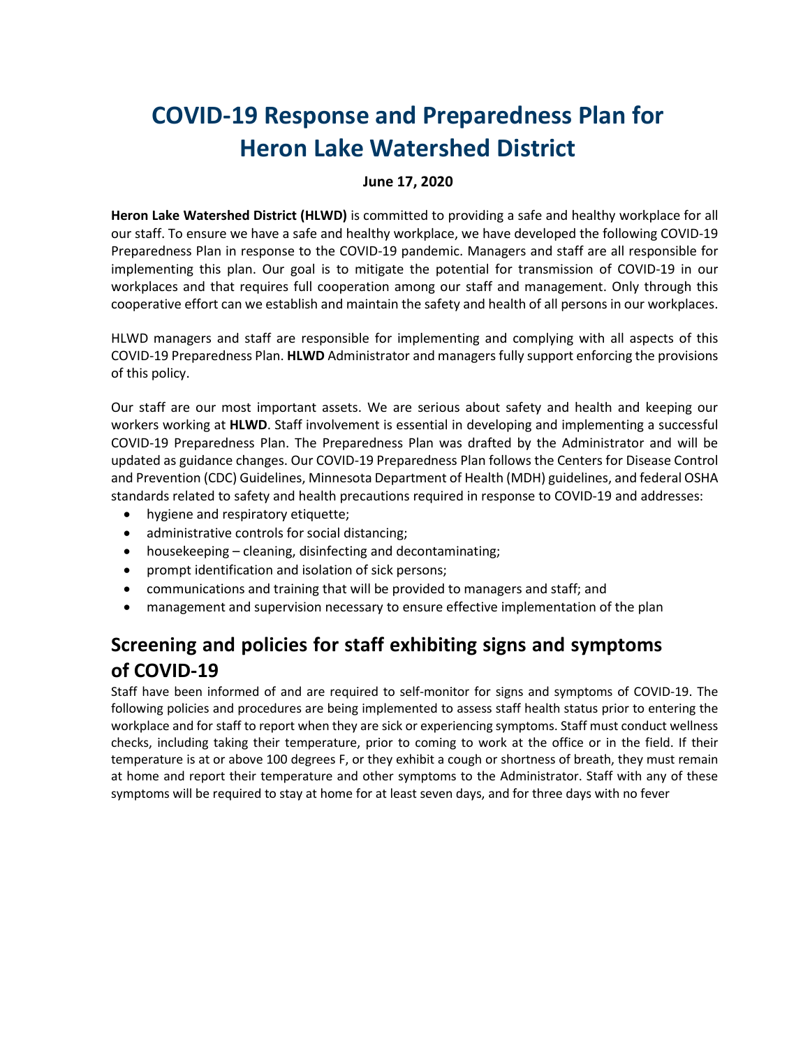# COVID-19 Response and Preparedness Plan for Heron Lake Watershed District

**June 17, 2020**

**Heron Lake Watershed District (HLWD)** is committed to providing a safe and healthy workplace for all our staff. To ensure we have a safe and healthy workplace, we have developed the following COVID-19 Preparedness Plan in response to the COVID-19 pandemic. Managers and staff are all responsible for implementing this plan. Our goal is to mitigate the potential for transmission of COVID-19 in our workplaces and that requires full cooperation among our staff and management. Only through this cooperative effort can we establish and maintain the safety and health of all persons in our workplaces.

HLWD managers and staff are responsible for implementing and complying with all aspects of this COVID-19 Preparedness Plan. **HLWD** Administrator and managers fully support enforcing the provisions of this policy.

Our staff are our most important assets. We are serious about safety and health and keeping our workers working at **HLWD**. Staff involvement is essential in developing and implementing a successful COVID-19 Preparedness Plan. The Preparedness Plan was drafted by the Administrator and will be updated as guidance changes. Our COVID-19 Preparedness Plan follows the Centers for Disease Control and Prevention (CDC) Guidelines, Minnesota Department of Health (MDH) guidelines, and federal OSHA standards related to safety and health precautions required in response to COVID-19 and addresses:

- hygiene and respiratory etiquette;
- administrative controls for social distancing;
- housekeeping – cleaning, disinfecting and decontaminating;
- prompt identification and isolation of sick persons;
- communications and training that will be provided to managers and staff; and
- management and supervision necessary to ensure effective implementation of the plan

## Screening and policies for staff exhibiting signs and symptoms of COVID-19

Staff have been informed of and are required to self-monitor for signs and symptoms of COVID-19. The following policies and procedures are being implemented to assess staff health status prior to entering the workplace and for staff to report when they are sick or experiencing symptoms. Staff must conduct wellness checks, including taking their temperature, prior to coming to work at the office or in the field. If their temperature is at or above 100 degrees F, or they exhibit a cough or shortness of breath, they must remain at home and report their temperature and other symptoms to the Administrator. Staff with any of these symptoms will be required to stay at home for at least seven days, and for three days with no fever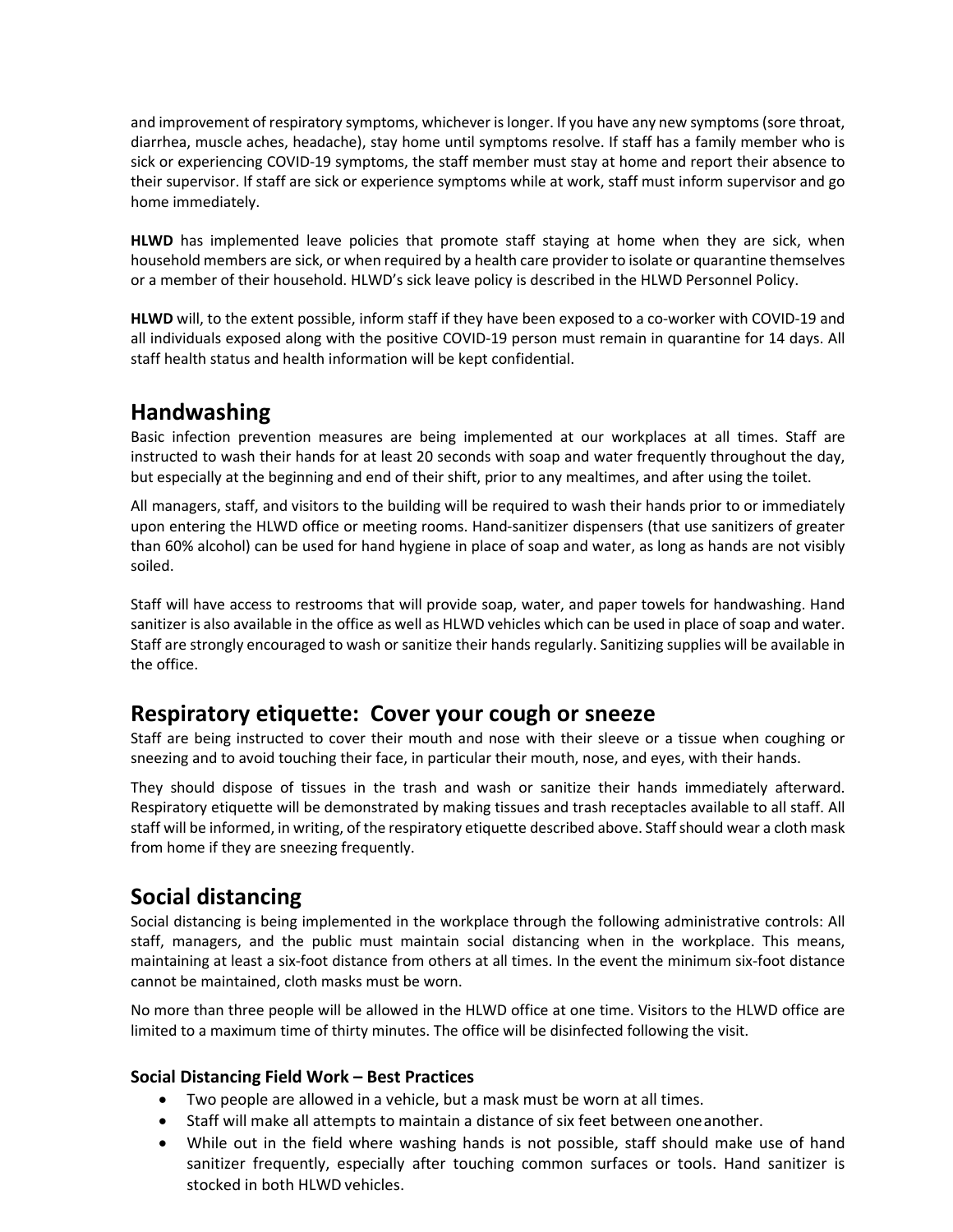and improvement of respiratory symptoms, whichever is longer. If you have any new symptoms (sore throat, diarrhea, muscle aches, headache), stay home until symptoms resolve. If staff has a family member who is sick or experiencing COVID-19 symptoms, the staff member must stay at home and report their absence to their supervisor. If staff are sick or experience symptoms while at work, staff must inform supervisor and go home immediately.

**HLWD** has implemented leave policies that promote staff staying at home when they are sick, when household members are sick, or when required by a health care provider to isolate or quarantine themselves or a member of their household. HLWD's sick leave policy is described in the HLWD Personnel Policy.

**HLWD** will, to the extent possible, inform staff if they have been exposed to a co-worker with COVID-19 and all individuals exposed along with the positive COVID-19 person must remain in quarantine for 14 days. All staff health status and health information will be kept confidential.

## Handwashing

Basic infection prevention measures are being implemented at our workplaces at all times. Staff are instructed to wash their hands for at least 20 seconds with soap and water frequently throughout the day, but especially at the beginning and end of their shift, prior to any mealtimes, and after using the toilet.

All managers, staff, and visitors to the building will be required to wash their hands prior to or immediately upon entering the HLWD office or meeting rooms. Hand-sanitizer dispensers (that use sanitizers of greater than 60% alcohol) can be used for hand hygiene in place of soap and water, as long as hands are not visibly soiled.

Staff will have access to restrooms that will provide soap, water, and paper towels for handwashing. Hand sanitizer is also available in the office as well as HLWD vehicles which can be used in place of soap and water. Staff are strongly encouraged to wash or sanitize their hands regularly. Sanitizing supplies will be available in the office.

## Respiratory etiquette: Cover your cough or sneeze

Staff are being instructed to cover their mouth and nose with their sleeve or a tissue when coughing or sneezing and to avoid touching their face, in particular their mouth, nose, and eyes, with their hands.

They should dispose of tissues in the trash and wash or sanitize their hands immediately afterward. Respiratory etiquette will be demonstrated by making tissues and trash receptacles available to all staff. All staff will be informed, in writing, of the respiratory etiquette described above. Staff should wear a cloth mask from home if they are sneezing frequently.

## Social distancing

Social distancing is being implemented in the workplace through the following administrative controls: All staff, managers, and the public must maintain social distancing when in the workplace. This means, maintaining at least a six-foot distance from others at all times. In the event the minimum six-foot distance cannot be maintained, cloth masks must be worn.

No more than three people will be allowed in the HLWD office at one time. Visitors to the HLWD office are limited to a maximum time of thirty minutes. The office will be disinfected following the visit.

### Social Distancing Field Work – Best Practices

- Two people are allowed in a vehicle, but a mask must be worn at all times.
- Staff will make all attempts to maintain a distance of six feet between one another.
- While out in the field where washing hands is not possible, staff should make use of hand sanitizer frequently, especially after touching common surfaces or tools. Hand sanitizer is stocked in both HLWD vehicles.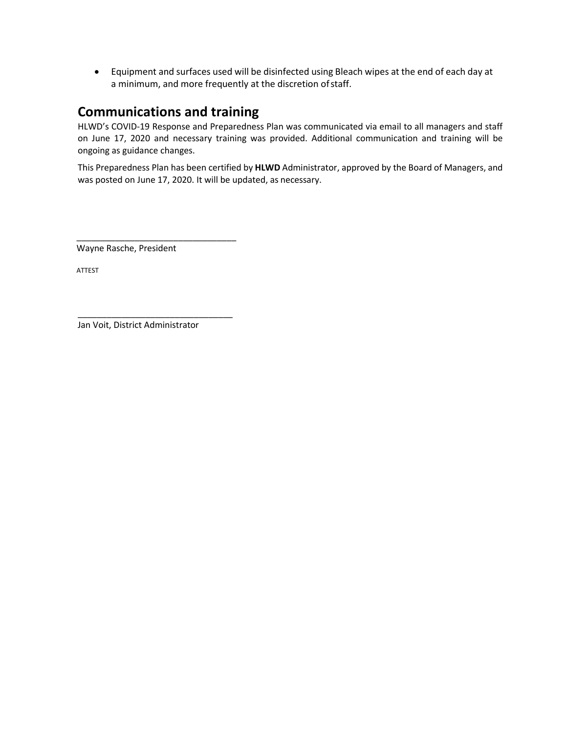- Equipment and surfaces used will be disinfected using Bleach wipes at the end of each day at a minimum, and more frequently at the discretion of staff.

## Communications and training

HLWD's COVID-19 Response and Preparedness Plan was communicated via email to all managers and staff on June 17, 2020 and necessary training was provided. Additional communication and training will be ongoing as guidance changes.

This Preparedness Plan has been certified by **HLWD** Administrator, approved by the Board of Managers, and was posted on June 17, 2020. It will be updated, as necessary.

\_\_\_\_\_\_\_\_\_\_\_\_\_\_\_\_\_\_\_\_\_\_\_\_\_\_\_\_\_\_\_\_\_

Wayne Rasche, President

ATTEST

\_\_\_\_\_\_\_\_\_\_\_\_\_\_\_\_\_\_\_\_\_\_\_\_\_\_\_\_\_\_\_\_\_

Jan Voit, District Administrator